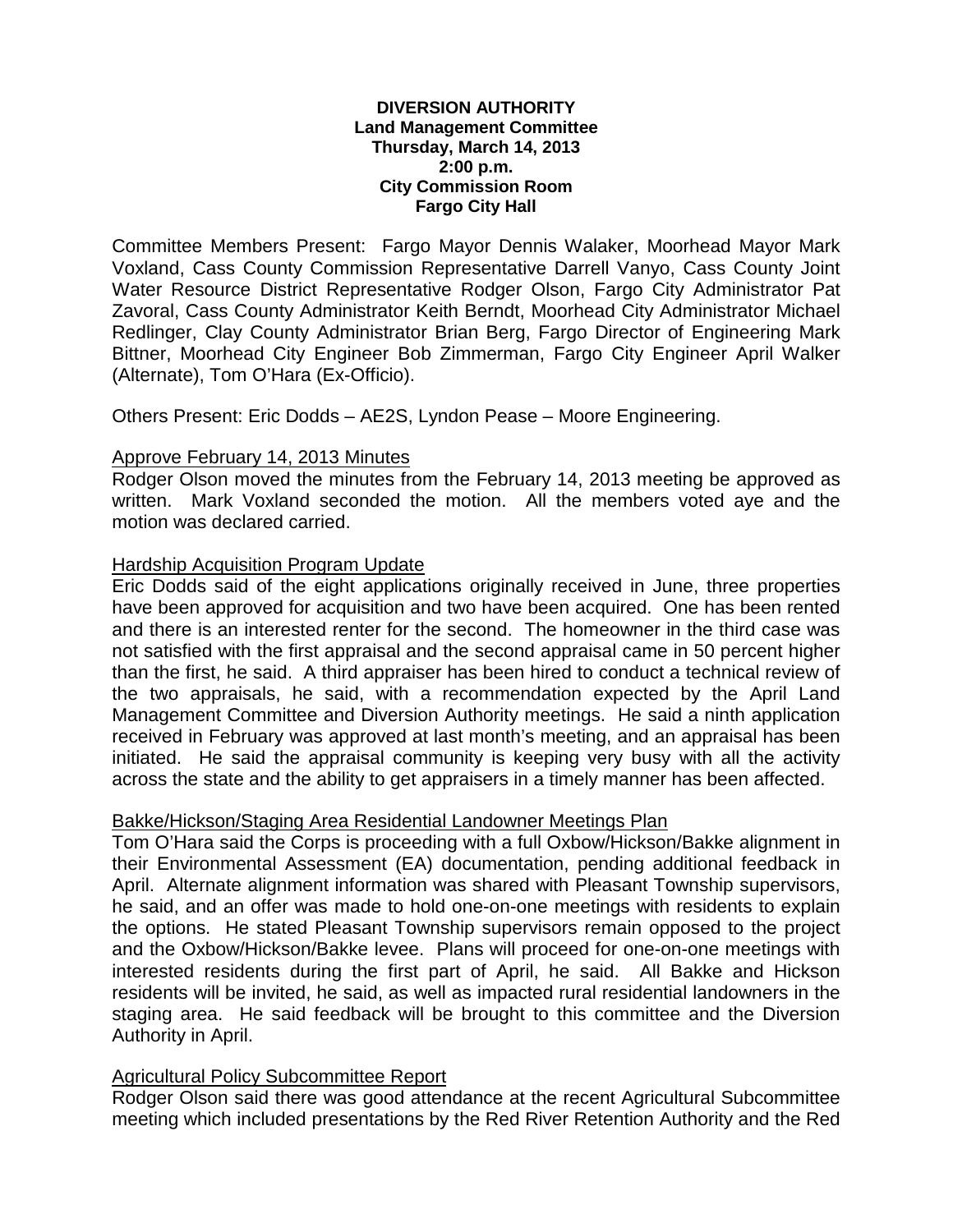**DIVERSION AUTHORITY**
**Land Management Committee**
**Thursday, March 14, 2013**
**2:00 p.m.**
**City Commission Room**
**Fargo City Hall**

Committee Members Present: Fargo Mayor Dennis Walaker, Moorhead Mayor Mark Voxland, Cass County Commission Representative Darrell Vanyo, Cass County Joint Water Resource District Representative Rodger Olson, Fargo City Administrator Pat Zavoral, Cass County Administrator Keith Berndt, Moorhead City Administrator Michael Redlinger, Clay County Administrator Brian Berg, Fargo Director of Engineering Mark Bittner, Moorhead City Engineer Bob Zimmerman, Fargo City Engineer April Walker (Alternate), Tom O'Hara (Ex-Officio).

Others Present: Eric Dodds – AE2S, Lyndon Pease – Moore Engineering.

<u>Approve February 14, 2013 Minutes</u>

Rodger Olson moved the minutes from the February 14, 2013 meeting be approved as written. Mark Voxland seconded the motion. All the members voted aye and the motion was declared carried.

<u>Hardship Acquisition Program Update</u>

Eric Dodds said of the eight applications originally received in June, three properties have been approved for acquisition and two have been acquired. One has been rented and there is an interested renter for the second. The homeowner in the third case was not satisfied with the first appraisal and the second appraisal came in 50 percent higher than the first, he said. A third appraiser has been hired to conduct a technical review of the two appraisals, he said, with a recommendation expected by the April Land Management Committee and Diversion Authority meetings. He said a ninth application received in February was approved at last month's meeting, and an appraisal has been initiated. He said the appraisal community is keeping very busy with all the activity across the state and the ability to get appraisers in a timely manner has been affected.

<u>Bakke/Hickson/Staging Area Residential Landowner Meetings Plan</u>

Tom O'Hara said the Corps is proceeding with a full Oxbow/Hickson/Bakke alignment in their Environmental Assessment (EA) documentation, pending additional feedback in April. Alternate alignment information was shared with Pleasant Township supervisors, he said, and an offer was made to hold one-on-one meetings with residents to explain the options. He stated Pleasant Township supervisors remain opposed to the project and the Oxbow/Hickson/Bakke levee. Plans will proceed for one-on-one meetings with interested residents during the first part of April, he said. All Bakke and Hickson residents will be invited, he said, as well as impacted rural residential landowners in the staging area. He said feedback will be brought to this committee and the Diversion Authority in April.

<u>Agricultural Policy Subcommittee Report</u>

Rodger Olson said there was good attendance at the recent Agricultural Subcommittee meeting which included presentations by the Red River Retention Authority and the Red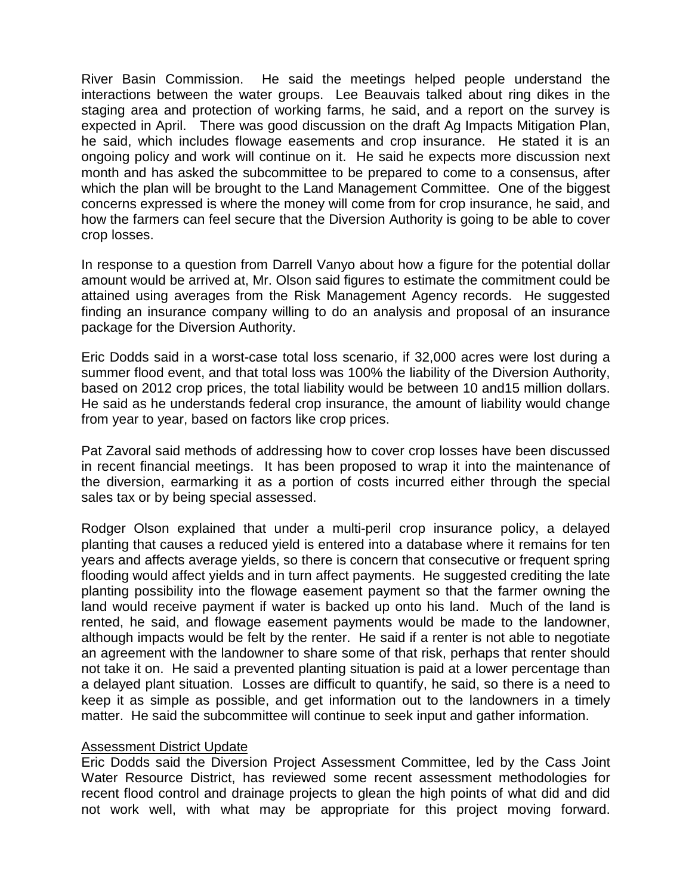River Basin Commission. He said the meetings helped people understand the interactions between the water groups. Lee Beauvais talked about ring dikes in the staging area and protection of working farms, he said, and a report on the survey is expected in April. There was good discussion on the draft Ag Impacts Mitigation Plan, he said, which includes flowage easements and crop insurance. He stated it is an ongoing policy and work will continue on it. He said he expects more discussion next month and has asked the subcommittee to be prepared to come to a consensus, after which the plan will be brought to the Land Management Committee. One of the biggest concerns expressed is where the money will come from for crop insurance, he said, and how the farmers can feel secure that the Diversion Authority is going to be able to cover crop losses.

In response to a question from Darrell Vanyo about how a figure for the potential dollar amount would be arrived at, Mr. Olson said figures to estimate the commitment could be attained using averages from the Risk Management Agency records. He suggested finding an insurance company willing to do an analysis and proposal of an insurance package for the Diversion Authority.

Eric Dodds said in a worst-case total loss scenario, if 32,000 acres were lost during a summer flood event, and that total loss was 100% the liability of the Diversion Authority, based on 2012 crop prices, the total liability would be between 10 and15 million dollars. He said as he understands federal crop insurance, the amount of liability would change from year to year, based on factors like crop prices.

Pat Zavoral said methods of addressing how to cover crop losses have been discussed in recent financial meetings. It has been proposed to wrap it into the maintenance of the diversion, earmarking it as a portion of costs incurred either through the special sales tax or by being special assessed.

Rodger Olson explained that under a multi-peril crop insurance policy, a delayed planting that causes a reduced yield is entered into a database where it remains for ten years and affects average yields, so there is concern that consecutive or frequent spring flooding would affect yields and in turn affect payments. He suggested crediting the late planting possibility into the flowage easement payment so that the farmer owning the land would receive payment if water is backed up onto his land. Much of the land is rented, he said, and flowage easement payments would be made to the landowner, although impacts would be felt by the renter. He said if a renter is not able to negotiate an agreement with the landowner to share some of that risk, perhaps that renter should not take it on. He said a prevented planting situation is paid at a lower percentage than a delayed plant situation. Losses are difficult to quantify, he said, so there is a need to keep it as simple as possible, and get information out to the landowners in a timely matter. He said the subcommittee will continue to seek input and gather information.

Assessment District Update

Eric Dodds said the Diversion Project Assessment Committee, led by the Cass Joint Water Resource District, has reviewed some recent assessment methodologies for recent flood control and drainage projects to glean the high points of what did and did not work well, with what may be appropriate for this project moving forward.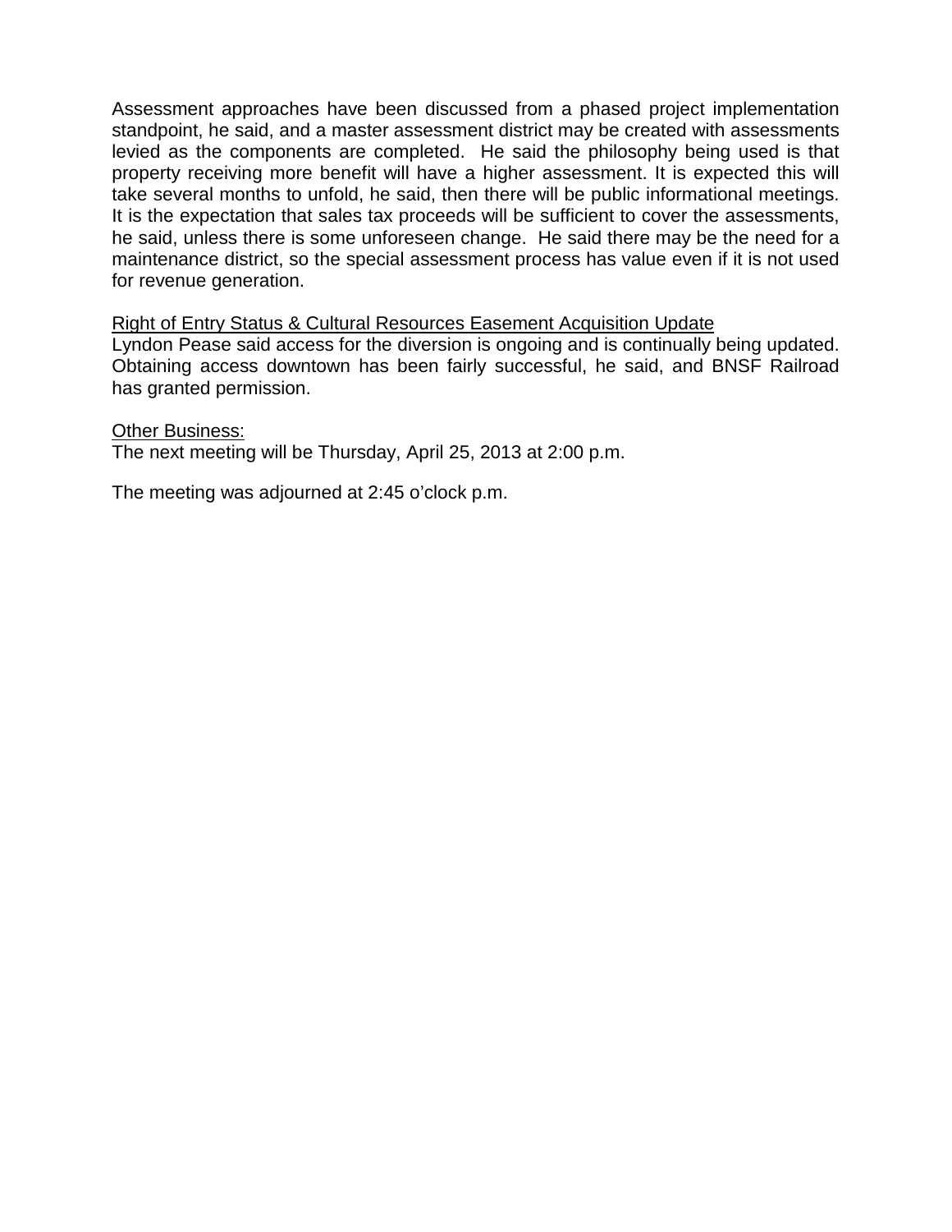Assessment approaches have been discussed from a phased project implementation standpoint, he said, and a master assessment district may be created with assessments levied as the components are completed.  He said the philosophy being used is that property receiving more benefit will have a higher assessment. It is expected this will take several months to unfold, he said, then there will be public informational meetings. It is the expectation that sales tax proceeds will be sufficient to cover the assessments, he said, unless there is some unforeseen change.  He said there may be the need for a maintenance district, so the special assessment process has value even if it is not used for revenue generation.

<u>Right of Entry Status & Cultural Resources Easement Acquisition Update</u>
Lyndon Pease said access for the diversion is ongoing and is continually being updated. Obtaining access downtown has been fairly successful, he said, and BNSF Railroad has granted permission.

<u>Other Business:</u>
The next meeting will be Thursday, April 25, 2013 at 2:00 p.m.

The meeting was adjourned at 2:45 o'clock p.m.